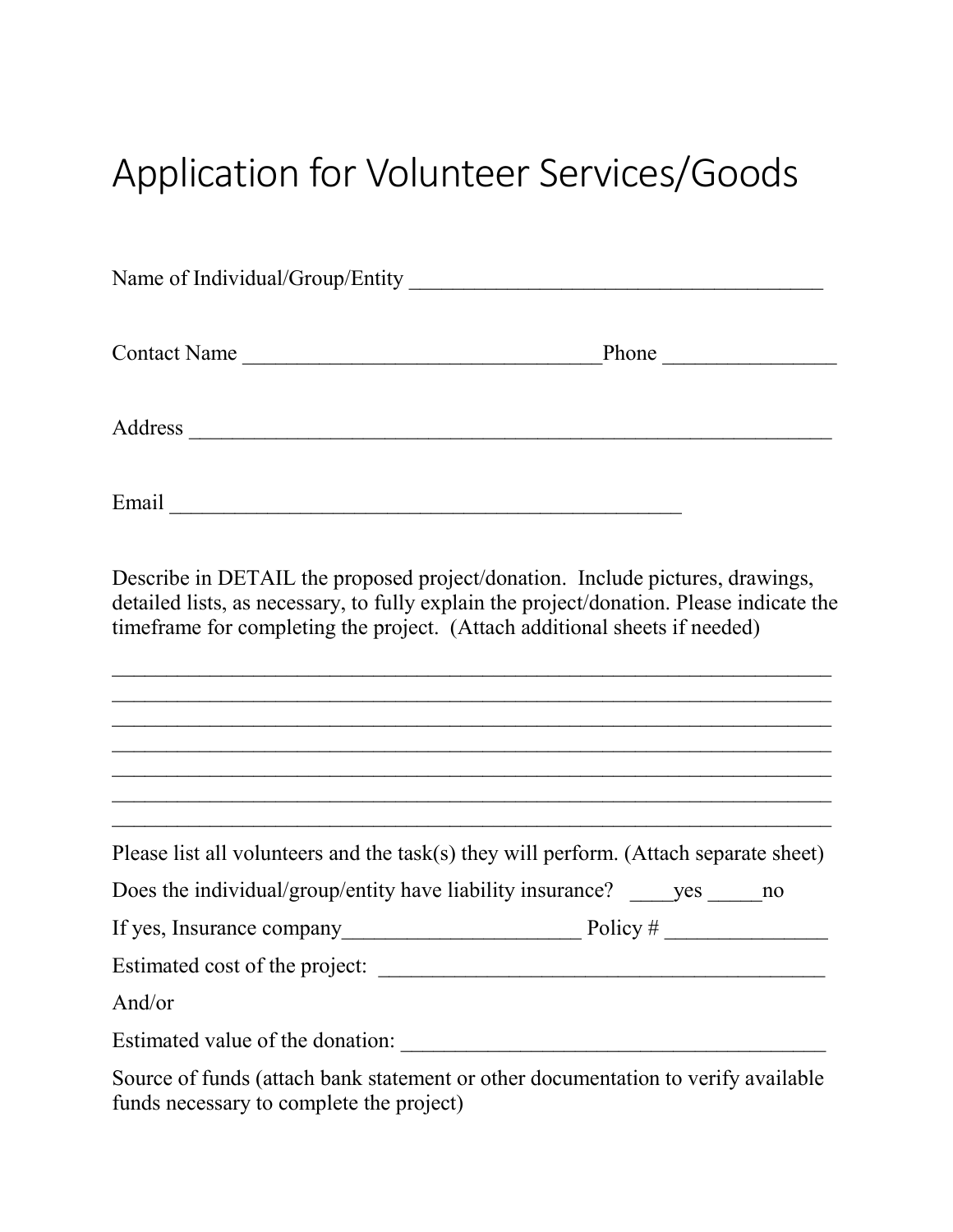# Application for Volunteer Services/Goods

Name of Individual/Group/Entity _______________________________________

Contact Name _________________________________Phone ________________

Address _____________________________________________________________

Email ________________________________________________

Describe in DETAIL the proposed project/donation. Include pictures, drawings, detailed lists, as necessary, to fully explain the project/donation. Please indicate the timeframe for completing the project. (Attach additional sheets if needed)

____________________________________________________________________
____________________________________________________________________
____________________________________________________________________
____________________________________________________________________
____________________________________________________________________
____________________________________________________________________
____________________________________________________________________

Please list all volunteers and the task(s) they will perform. (Attach separate sheet)

Does the individual/group/entity have liability insurance? ____yes _____no

If yes, Insurance company______________________ Policy # _______________

Estimated cost of the project: __________________________________________

And/or

Estimated value of the donation: ________________________________________

Source of funds (attach bank statement or other documentation to verify available funds necessary to complete the project)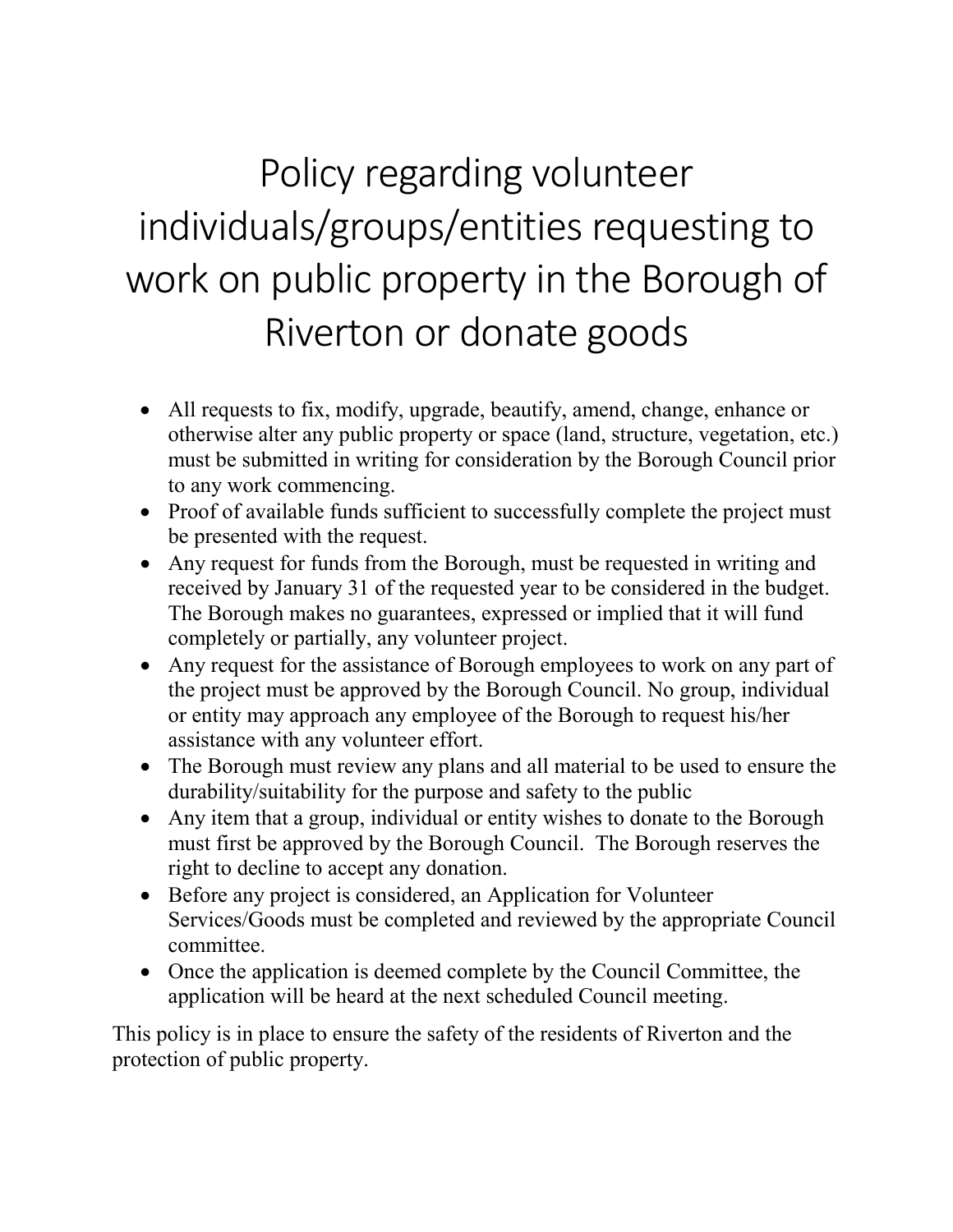# Policy regarding volunteer individuals/groups/entities requesting to work on public property in the Borough of Riverton or donate goods

- All requests to fix, modify, upgrade, beautify, amend, change, enhance or otherwise alter any public property or space (land, structure, vegetation, etc.) must be submitted in writing for consideration by the Borough Council prior to any work commencing.
- Proof of available funds sufficient to successfully complete the project must be presented with the request.
- Any request for funds from the Borough, must be requested in writing and received by January 31 of the requested year to be considered in the budget. The Borough makes no guarantees, expressed or implied that it will fund completely or partially, any volunteer project.
- Any request for the assistance of Borough employees to work on any part of the project must be approved by the Borough Council. No group, individual or entity may approach any employee of the Borough to request his/her assistance with any volunteer effort.
- The Borough must review any plans and all material to be used to ensure the durability/suitability for the purpose and safety to the public
- Any item that a group, individual or entity wishes to donate to the Borough must first be approved by the Borough Council. The Borough reserves the right to decline to accept any donation.
- Before any project is considered, an Application for Volunteer Services/Goods must be completed and reviewed by the appropriate Council committee.
- Once the application is deemed complete by the Council Committee, the application will be heard at the next scheduled Council meeting.

This policy is in place to ensure the safety of the residents of Riverton and the protection of public property.